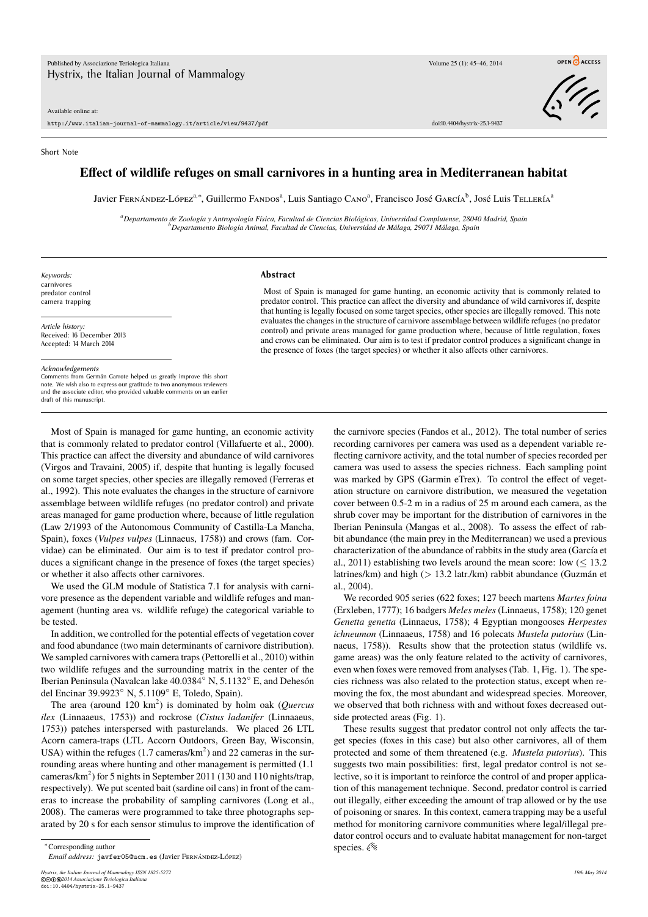Short Note

# Effect of wildlife refuges on small carnivores in a hunting area in Mediterranean habitat

Javier Fernández-López[a,*], Guillermo Fandos[a], Luis Santiago Cano[a], Francisco José García[b], José Luis Tellería[a]

[a]*Departamento de Zoología y Antropología Física, Facultad de Ciencias Biológicas, Universidad Complutense, 28040 Madrid, Spain*
[b]*Departamento Biología Animal, Facultad de Ciencias, Universidad de Málaga, 29071 Málaga, Spain*

*Keywords:*
carnivores
predator control
camera trapping

*Article history:*
Received: 16 December 2013
Accepted: 14 March 2014

*Acknowledgements*
Comments from Germán Garrote helped us greatly improve this short note. We wish also to express our gratitude to two anonymous reviewers and the associate editor, who provided valuable comments on an earlier draft of this manuscript.

## Abstract

Most of Spain is managed for game hunting, an economic activity that is commonly related to predator control. This practice can affect the diversity and abundance of wild carnivores if, despite that hunting is legally focused on some target species, other species are illegally removed. This note evaluates the changes in the structure of carnivore assemblage between wildlife refuges (no predator control) and private areas managed for game production where, because of little regulation, foxes and crows can be eliminated. Our aim is to test if predator control produces a significant change in the presence of foxes (the target species) or whether it also affects other carnivores.

Most of Spain is managed for game hunting, an economic activity that is commonly related to predator control (Villafuerte et al., 2000). This practice can affect the diversity and abundance of wild carnivores (Virgos and Travaini, 2005) if, despite that hunting is legally focused on some target species, other species are illegally removed (Ferreras et al., 1992). This note evaluates the changes in the structure of carnivore assemblage between wildlife refuges (no predator control) and private areas managed for game production where, because of little regulation (Law 2/1993 of the Autonomous Community of Castilla-La Mancha, Spain), foxes (*Vulpes vulpes* (Linnaeus, 1758)) and crows (fam. Corvidae) can be eliminated. Our aim is to test if predator control produces a significant change in the presence of foxes (the target species) or whether it also affects other carnivores.

We used the GLM module of Statistica 7.1 for analysis with carnivore presence as the dependent variable and wildlife refuges and management (hunting area vs. wildlife refuge) the categorical variable to be tested.

In addition, we controlled for the potential effects of vegetation cover and food abundance (two main determinants of carnivore distribution). We sampled carnivores with camera traps (Pettorelli et al., 2010) within two wildlife refuges and the surrounding matrix in the center of the Iberian Peninsula (Navalcan lake 40.0384° N, 5.1132° E, and Dehesón del Encinar 39.9923° N, 5.1109° E, Toledo, Spain).

The area (around 120 km$^2$) is dominated by holm oak (*Quercus ilex* (Linnaeus, 1753)) and rockrose (*Cistus ladanifer* (Linnaeus, 1753)) patches interspersed with pasturelands. We placed 26 LTL Acorn camera-traps (LTL Accorn Outdoors, Green Bay, Wisconsin, USA) within the refuges (1.7 cameras/km$^2$) and 22 cameras in the surrounding areas where hunting and other management is permitted (1.1 cameras/km$^2$) for 5 nights in September 2011 (130 and 110 nights/trap, respectively). We put scented bait (sardine oil cans) in front of the cameras to increase the probability of sampling carnivores (Long et al., 2008). The cameras were programmed to take three photographs separated by 20 s for each sensor stimulus to improve the identification of the carnivore species (Fandos et al., 2012). The total number of series recording carnivores per camera was used as a dependent variable reflecting carnivore activity, and the total number of species recorded per camera was used to assess the species richness. Each sampling point was marked by GPS (Garmin eTrex). To control the effect of vegetation structure on carnivore distribution, we measured the vegetation cover between 0.5-2 m in a radius of 25 m around each camera, as the shrub cover may be important for the distribution of carnivores in the Iberian Peninsula (Mangas et al., 2008). To assess the effect of rabbit abundance (the main prey in the Mediterranean) we used a previous characterization of the abundance of rabbits in the study area (García et al., 2011) establishing two levels around the mean score: low ($\leq$ 13.2 latrines/km) and high ($>$ 13.2 latr./km) rabbit abundance (Guzmán et al., 2004).

We recorded 905 series (622 foxes; 127 beech martens *Martes foina* (Erxleben, 1777); 16 badgers *Meles meles* (Linnaeus, 1758); 120 genet *Genetta genetta* (Linnaeus, 1758); 4 Egyptian mongooses *Herpestes ichneumon* (Linnaeus, 1758) and 16 polecats *Mustela putorius* (Linnaeus, 1758)). Results show that the protection status (wildlife vs. game areas) was the only feature related to the activity of carnivores, even when foxes were removed from analyses (Tab. 1, Fig. 1). The species richness was also related to the protection status, except when removing the fox, the most abundant and widespread species. Moreover, we observed that both richness with and without foxes decreased outside protected areas (Fig. 1).

These results suggest that predator control not only affects the target species (foxes in this case) but also other carnivores, all of them protected and some of them threatened (e.g. *Mustela putorius*). This suggests two main possibilities: first, legal predator control is not selective, so it is important to reinforce the control of and proper application of this management technique. Second, predator control is carried out illegally, either exceeding the amount of trap allowed or by the use of poisoning or snares. In this context, camera trapping may be a useful method for monitoring carnivore communities where legal/illegal predator control occurs and to evaluate habitat management for non-target species.

*Corresponding author
*Email address:* javfer05@ucm.es (Javier Fernández-López)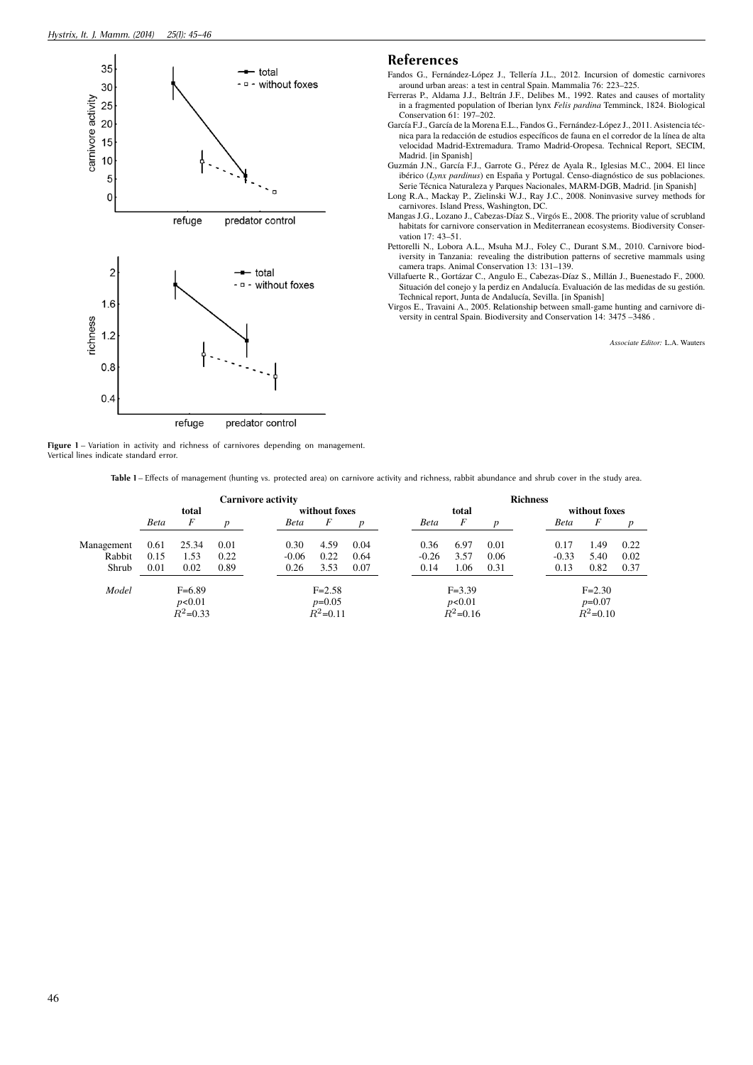carnivore activity

35
30
25
20
15
10
5
0

total
without foxes

refuge
predator control

richness

2
1.6
1.2
0.8
0.4

total
without foxes

refuge
predator control

**Figure 1** – Variation in activity and richness of carnivores depending on management. Vertical lines indicate standard error.

## References

Fandos G., Fernández-López J., Tellería J.L., 2012. Incursion of domestic carnivores around urban areas: a test in central Spain. Mammalia 76: 223–225.

Ferreras P., Aldama J.J., Beltrán J.F., Delibes M., 1992. Rates and causes of mortality in a fragmented population of Iberian lynx *Felis pardina* Temminck, 1824. Biological Conservation 61: 197–202.

García F.J., García de la Morena E.L., Fandos G., Fernández-López J., 2011. Asistencia técnica para la redacción de estudios específicos de fauna en el corredor de la línea de alta velocidad Madrid-Extremadura. Tramo Madrid-Oropesa. Technical Report, SECIM, Madrid. [in Spanish]

Guzmán J.N., García F.J., Garrote G., Pérez de Ayala R., Iglesias M.C., 2004. El lince ibérico (*Lynx pardinus*) en España y Portugal. Censo-diagnóstico de sus poblaciones. Serie Técnica Naturaleza y Parques Nacionales, MARM-DGB, Madrid. [in Spanish]

Long R.A., Mackay P., Zielinski W.J., Ray J.C., 2008. Noninvasive survey methods for carnivores. Island Press, Washington, DC.

Mangas J.G., Lozano J., Cabezas-Díaz S., Virgós E., 2008. The priority value of scrubland habitats for carnivore conservation in Mediterranean ecosystems. Biodiversity Conservation 17: 43–51.

Pettorelli N., Lobora A.L., Msuha M.J., Foley C., Durant S.M., 2010. Carnivore biodiversity in Tanzania: revealing the distribution patterns of secretive mammals using camera traps. Animal Conservation 13: 131–139.

Villafuerte R., Gortázar C., Angulo E., Cabezas-Díaz S., Millán J., Buenestado F., 2000. Situación del conejo y la perdiz en Andalucía. Evaluación de las medidas de su gestión. Technical report, Junta de Andalucía, Sevilla. [in Spanish]

Virgos E., Travaini A., 2005. Relationship between small-game hunting and carnivore diversity in central Spain. Biodiversity and Conservation 14: 3475 –3486 .

*Associate Editor:* L.A. Wauters

**Table 1** – Effects of management (hunting vs. protected area) on carnivore activity and richness, rabbit abundance and shrub cover in the study area.

| | Carnivore activity | | | | | | Richness | | | | | |
|---|---|---|---|---|---|---|---|---|---|---|---|---|
| | total | | | without foxes | | | total | | | without foxes | | |
| | *Beta* | *F* | *p* | *Beta* | *F* | *p* | *Beta* | *F* | *p* | *Beta* | *F* | *p* |
| Management | 0.61 | 25.34 | 0.01 | 0.30 | 4.59 | 0.04 | 0.36 | 6.97 | 0.01 | 0.17 | 1.49 | 0.22 |
| Rabbit | 0.15 | 1.53 | 0.22 | -0.06 | 0.22 | 0.64 | -0.26 | 3.57 | 0.06 | -0.33 | 5.40 | 0.02 |
| Shrub | 0.01 | 0.02 | 0.89 | 0.26 | 3.53 | 0.07 | 0.14 | 1.06 | 0.31 | 0.13 | 0.82 | 0.37 |
| *Model* | $F$=6.89, $p$<0.01, $R^2$=0.33 | | | $F$=2.58, $p$=0.05, $R^2$=0.11 | | | $F$=3.39, $p$<0.01, $R^2$=0.16 | | | $F$=2.30, $p$=0.07, $R^2$=0.10 | | |